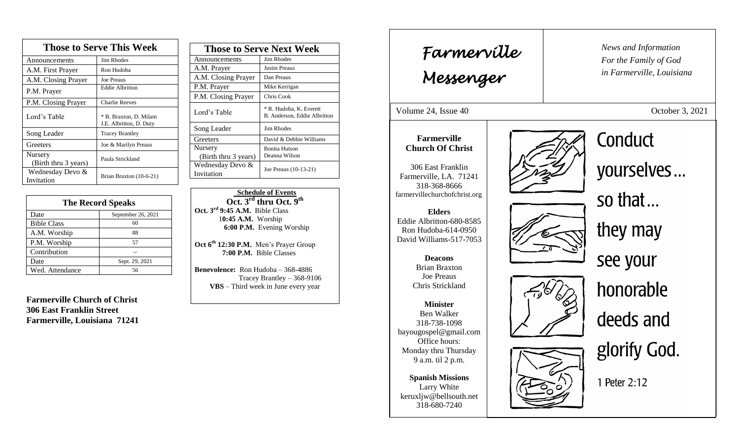## Those to Serve This Week

| Those to Serve This Week | |
|---|---|
| Announcements | Jim Rhodes |
| A.M. First Prayer | Ron Hudoba |
| A.M. Closing Prayer | Joe Preaus |
| P.M. Prayer | Eddie Albritton |
| P.M. Closing Prayer | Charlie Reeves |
| Lord's Table | * B. Braxton, D. Milam J.E. Albritton, D. Duty |
| Song Leader | Tracey Brantley |
| Greeters | Joe & Marilyn Preaus |
| Nursery (Birth thru 3 years) | Paula Strickland |
| Wednesday Devo & Invitation | Brian Braxton (10-6-21) |

## The Record Speaks

| Date | September 26, 2021 |
|---|---|
| Bible Class | 60 |
| A.M. Worship | 88 |
| P.M. Worship | 57 |
| Contribution | -- |
| Date | Sept. 29, 2021 |
| Wed. Attendance | 56 |

**Farmerville Church of Christ**
**306 East Franklin Street**
**Farmerville, Louisiana 71241**

## Those to Serve Next Week

| Those to Serve Next Week | |
|---|---|
| Announcements | Jim Rhodes |
| A.M. Prayer | Justin Preaus |
| A.M. Closing Prayer | Dan Preaus |
| P.M. Prayer | Mike Kerrigan |
| P.M. Closing Prayer | Chris Cook |
| Lord's Table | * R. Hudoba, K. Everett B. Anderson, Eddie Albritton |
| Song Leader | Jim Rhodes |
| Greeters | David & Debbie Williams |
| Nursery (Birth thru 3 years) | Bonita Hutson Deanna Wilson |
| Wednesday Devo & Invitation | Joe Preaus (10-13-21) |

**Schedule of Events**
**Oct. 3rd thru Oct. 9th**

**Oct. 3rd 9:45 A.M.** Bible Class
**10:45 A.M.** Worship
**6:00 P.M.** Evening Worship

**Oct 6th 12:30 P.M.** Men's Prayer Group
**7:00 P.M.** Bible Classes

**Benevolence:** Ron Hudoba – 368-4886
Tracey Brantley – 368-9106
**VBS** – Third week in June every year

# Farmerville Messenger

*News and Information For the Family of God in Farmerville, Louisiana*

Volume 24, Issue 40 — October 3, 2021

**Farmerville Church Of Christ**

306 East Franklin
Farmerville, LA. 71241
318-368-8666
farmervillechurchofchrist.org

**Elders**
Eddie Albritton-680-8585
Ron Hudoba-614-0950
David Williams-517-7053

**Deacons**
Brian Braxton
Joe Preaus
Chris Strickland

**Minister**
Ben Walker
318-738-1098
bayougospel@gmail.com
Office hours:
Monday thru Thursday
9 a.m. til 2 p.m.

**Spanish Missions**
Larry White
keruxljw@bellsouth.net
318-680-7240

Conduct yourselves… so that… they may see your honorable deeds and glorify God.

1 Peter 2:12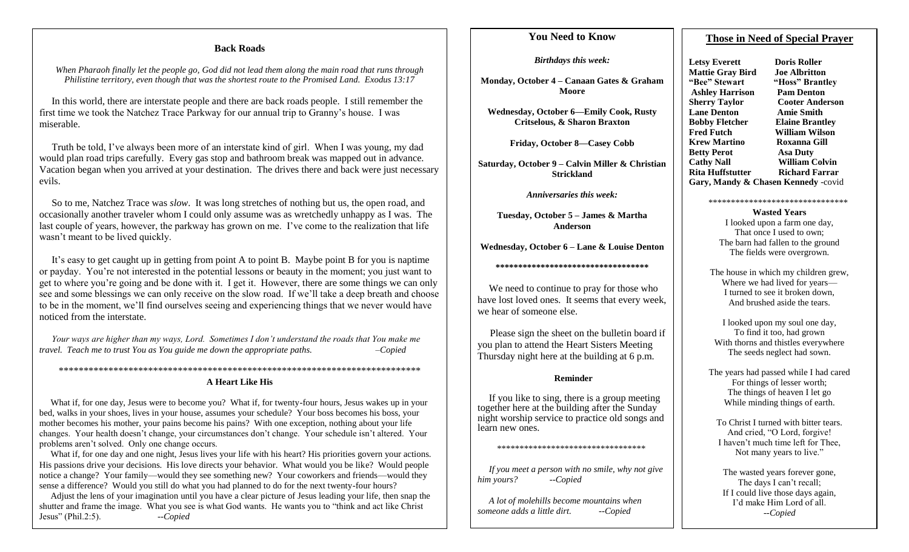## Back Roads

*When Pharaoh finally let the people go, God did not lead them along the main road that runs through Philistine territory, even though that was the shortest route to the Promised Land. Exodus 13:17*

In this world, there are interstate people and there are back roads people. I still remember the first time we took the Natchez Trace Parkway for our annual trip to Granny's house. I was miserable.

Truth be told, I've always been more of an interstate kind of girl. When I was young, my dad would plan road trips carefully. Every gas stop and bathroom break was mapped out in advance. Vacation began when you arrived at your destination. The drives there and back were just necessary evils.

So to me, Natchez Trace was *slow*. It was long stretches of nothing but us, the open road, and occasionally another traveler whom I could only assume was as wretchedly unhappy as I was. The last couple of years, however, the parkway has grown on me. I've come to the realization that life wasn't meant to be lived quickly.

It's easy to get caught up in getting from point A to point B. Maybe point B for you is naptime or payday. You're not interested in the potential lessons or beauty in the moment; you just want to get to where you're going and be done with it. I get it. However, there are some things we can only see and some blessings we can only receive on the slow road. If we'll take a deep breath and choose to be in the moment, we'll find ourselves seeing and experiencing things that we never would have noticed from the interstate.

*Your ways are higher than my ways, Lord. Sometimes I don't understand the roads that You make me travel. Teach me to trust You as You guide me down the appropriate paths. –Copied*

\*\*\*\*\*\*\*\*\*\*\*\*\*\*\*\*\*\*\*\*\*\*\*\*\*\*\*\*\*\*\*\*\*\*\*\*\*\*\*\*\*\*\*\*\*\*\*\*\*\*\*\*\*\*\*\*\*\*\*\*\*\*\*\*\*\*\*\*\*\*\*\*\*\*\*\*

## A Heart Like His

What if, for one day, Jesus were to become you? What if, for twenty-four hours, Jesus wakes up in your bed, walks in your shoes, lives in your house, assumes your schedule? Your boss becomes his boss, your mother becomes his mother, your pains become his pains? With one exception, nothing about your life changes. Your health doesn't change, your circumstances don't change. Your schedule isn't altered. Your problems aren't solved. Only one change occurs.

What if, for one day and one night, Jesus lives your life with his heart? His priorities govern your actions. His passions drive your decisions. His love directs your behavior. What would you be like? Would people notice a change? Your family—would they see something new? Your coworkers and friends—would they sense a difference? Would you still do what you had planned to do for the next twenty-four hours?

Adjust the lens of your imagination until you have a clear picture of Jesus leading your life, then snap the shutter and frame the image. What you see is what God wants. He wants you to "think and act like Christ Jesus" (Phil.2:5). *--Copied*

## You Need to Know

***Birthdays this week:***

**Monday, October 4 – Canaan Gates & Graham Moore**

**Wednesday, October 6—Emily Cook, Rusty Critselous, & Sharon Braxton**

**Friday, October 8—Casey Cobb**

**Saturday, October 9 – Calvin Miller & Christian Strickland**

***Anniversaries this week:***

**Tuesday, October 5 – James & Martha Anderson**

**Wednesday, October 6 – Lane & Louise Denton**

\*\*\*\*\*\*\*\*\*\*\*\*\*\*\*\*\*\*\*\*\*\*\*\*\*\*\*\*\*\*\*\*\*\*\*

We need to continue to pray for those who have lost loved ones. It seems that every week, we hear of someone else.

Please sign the sheet on the bulletin board if you plan to attend the Heart Sisters Meeting Thursday night here at the building at 6 p.m.

### Reminder

If you like to sing, there is a group meeting together here at the building after the Sunday night worship service to practice old songs and learn new ones.

\*\*\*\*\*\*\*\*\*\*\*\*\*\*\*\*\*\*\*\*\*\*\*\*\*\*\*\*\*\*\*\*\*\*

*If you meet a person with no smile, why not give him yours? --Copied*

*A lot of molehills become mountains when someone adds a little dirt. --Copied*

## Those in Need of Special Prayer

| | |
|---|---|
| **Letsy Everett** | **Doris Roller** |
| **Mattie Gray Bird** | **Joe Albritton** |
| **"Bee" Stewart** | **"Hoss" Brantley** |
| **Ashley Harrison** | **Pam Denton** |
| **Sherry Taylor** | **Cooter Anderson** |
| **Lane Denton** | **Amie Smith** |
| **Bobby Fletcher** | **Elaine Brantley** |
| **Fred Futch** | **William Wilson** |
| **Krew Martino** | **Roxanna Gill** |
| **Betty Perot** | **Asa Duty** |
| **Cathy Nall** | **William Colvin** |
| **Rita Huffstutter** | **Richard Farrar** |

**Gary, Mandy & Chasen Kennedy** -covid

\*\*\*\*\*\*\*\*\*\*\*\*\*\*\*\*\*\*\*\*\*\*\*\*\*\*\*\*\*\*\*

### Wasted Years

I looked upon a farm one day,
That once I used to own;
The barn had fallen to the ground
The fields were overgrown.

The house in which my children grew,
Where we had lived for years—
I turned to see it broken down,
And brushed aside the tears.

I looked upon my soul one day,
To find it too, had grown
With thorns and thistles everywhere
The seeds neglect had sown.

The years had passed while I had cared
For things of lesser worth;
The things of heaven I let go
While minding things of earth.

To Christ I turned with bitter tears.
And cried, "O Lord, forgive!
I haven't much time left for Thee,
Not many years to live."

The wasted years forever gone,
The days I can't recall;
If I could live those days again,
I'd make Him Lord of all.
*--Copied*